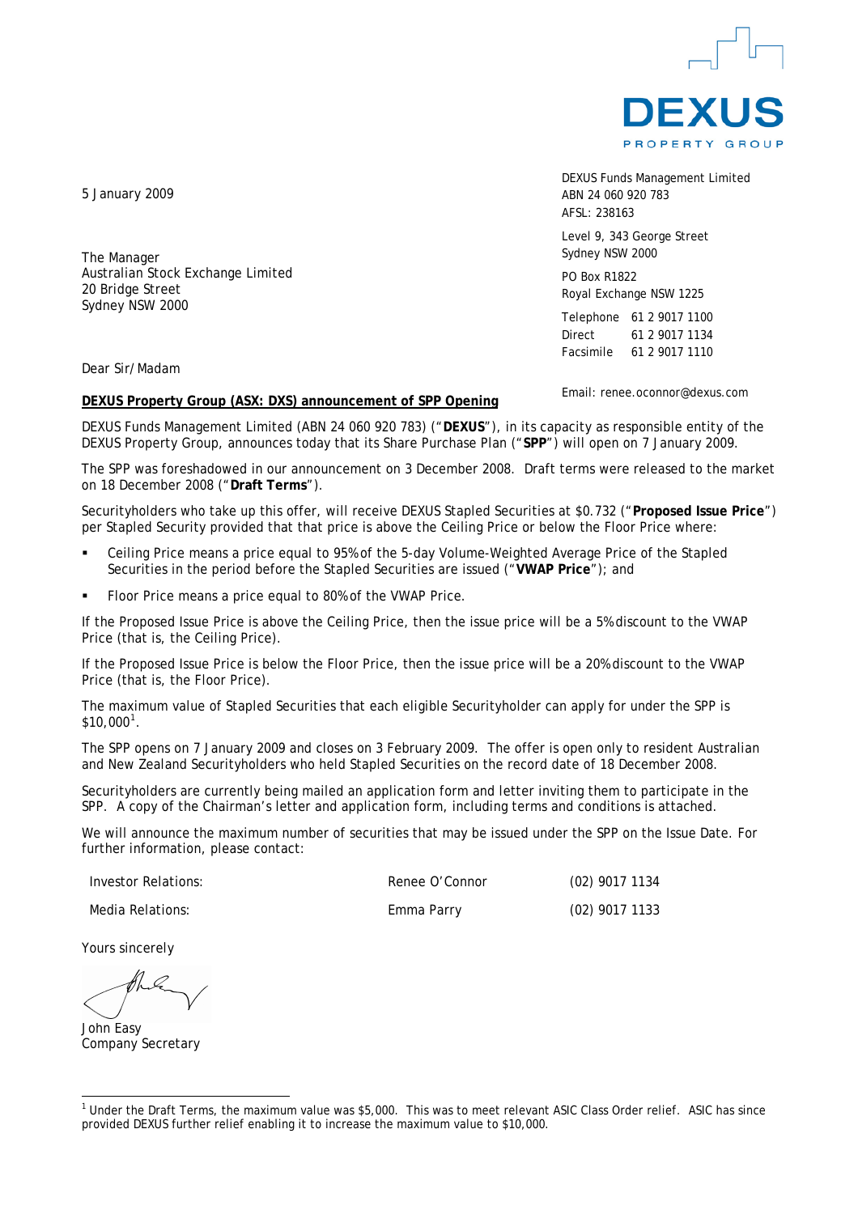DEXUS
PROPERTY GROUP

5 January 2009

DEXUS Funds Management Limited
ABN 24 060 920 783
AFSL: 238163

Level 9, 343 George Street
Sydney NSW 2000

PO Box R1822
Royal Exchange NSW 1225

Telephone 61 2 9017 1100
Direct 61 2 9017 1134
Facsimile 61 2 9017 1110

Email: renee.oconnor@dexus.com

The Manager
Australian Stock Exchange Limited
20 Bridge Street
Sydney NSW 2000

Dear Sir/Madam

**DEXUS Property Group (ASX: DXS) announcement of SPP Opening**

DEXUS Funds Management Limited (ABN 24 060 920 783) ("**DEXUS**"), in its capacity as responsible entity of the DEXUS Property Group, announces today that its Share Purchase Plan ("**SPP**") will open on 7 January 2009.

The SPP was foreshadowed in our announcement on 3 December 2008. Draft terms were released to the market on 18 December 2008 ("**Draft Terms**").

Securityholders who take up this offer, will receive DEXUS Stapled Securities at $0.732 ("**Proposed Issue Price**") per Stapled Security provided that that price is above the Ceiling Price or below the Floor Price where:

- Ceiling Price means a price equal to 95% of the 5-day Volume-Weighted Average Price of the Stapled Securities in the period before the Stapled Securities are issued ("**VWAP Price**"); and
- Floor Price means a price equal to 80% of the VWAP Price.

If the Proposed Issue Price is above the Ceiling Price, then the issue price will be a 5% discount to the VWAP Price (that is, the Ceiling Price).

If the Proposed Issue Price is below the Floor Price, then the issue price will be a 20% discount to the VWAP Price (that is, the Floor Price).

The maximum value of Stapled Securities that each eligible Securityholder can apply for under the SPP is $10,000[1].

The SPP opens on 7 January 2009 and closes on 3 February 2009. The offer is open only to resident Australian and New Zealand Securityholders who held Stapled Securities on the record date of 18 December 2008.

Securityholders are currently being mailed an application form and letter inviting them to participate in the SPP. A copy of the Chairman's letter and application form, including terms and conditions is attached.

We will announce the maximum number of securities that may be issued under the SPP on the Issue Date. For further information, please contact:

| | | |
|---|---|---|
| Investor Relations: | Renee O'Connor | (02) 9017 1134 |
| Media Relations: | Emma Parry | (02) 9017 1133 |

Yours sincerely

John Easy
Company Secretary

[1] Under the Draft Terms, the maximum value was $5,000. This was to meet relevant ASIC Class Order relief. ASIC has since provided DEXUS further relief enabling it to increase the maximum value to $10,000.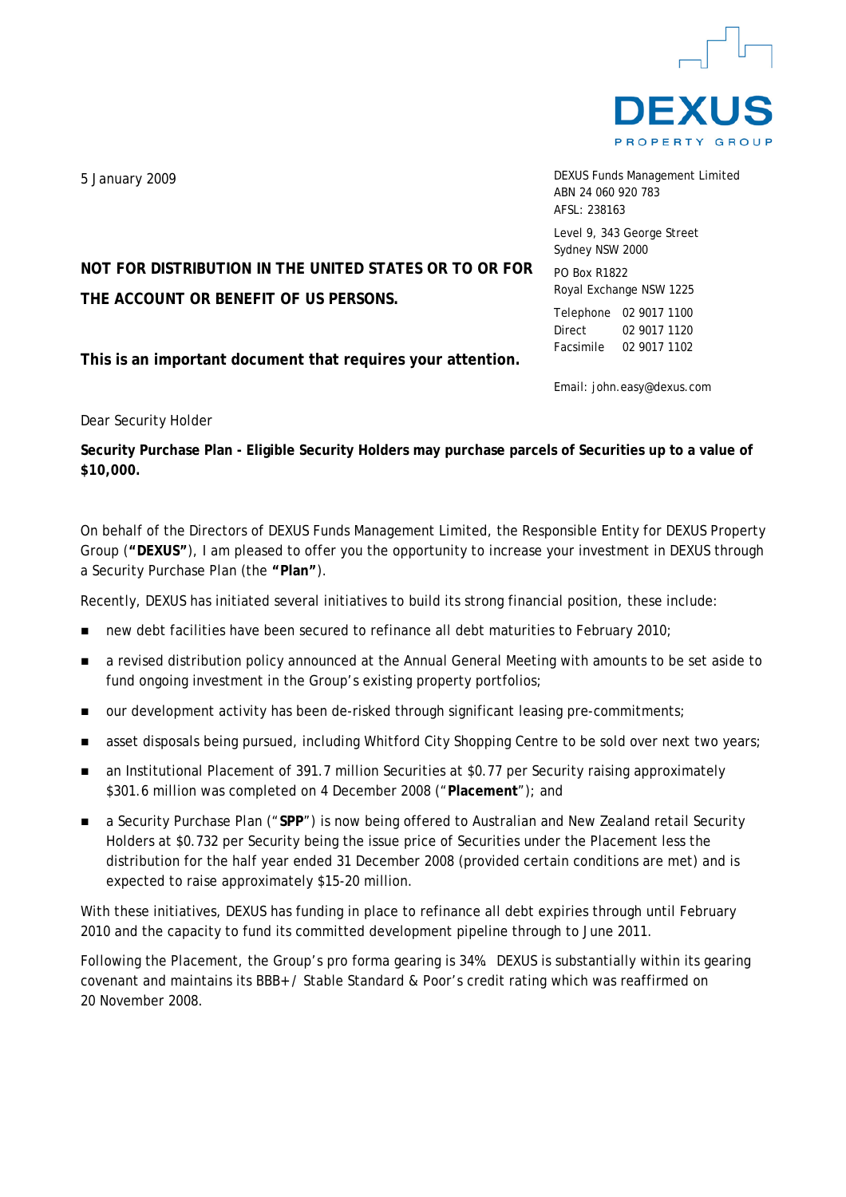DEXUS PROPERTY GROUP

5 January 2009

DEXUS Funds Management Limited
ABN 24 060 920 783
AFSL: 238163

Level 9, 343 George Street
Sydney NSW 2000

PO Box R1822
Royal Exchange NSW 1225

Telephone 02 9017 1100
Direct 02 9017 1120
Facsimile 02 9017 1102

Email: john.easy@dexus.com

**NOT FOR DISTRIBUTION IN THE UNITED STATES OR TO OR FOR THE ACCOUNT OR BENEFIT OF US PERSONS.**

**This is an important document that requires your attention.**

Dear Security Holder

**Security Purchase Plan - Eligible Security Holders may purchase parcels of Securities up to a value of $10,000.**

On behalf of the Directors of DEXUS Funds Management Limited, the Responsible Entity for DEXUS Property Group (**"DEXUS"**), I am pleased to offer you the opportunity to increase your investment in DEXUS through a Security Purchase Plan (the **"Plan"**).

Recently, DEXUS has initiated several initiatives to build its strong financial position, these include:

- new debt facilities have been secured to refinance all debt maturities to February 2010;
- a revised distribution policy announced at the Annual General Meeting with amounts to be set aside to fund ongoing investment in the Group's existing property portfolios;
- our development activity has been de-risked through significant leasing pre-commitments;
- asset disposals being pursued, including Whitford City Shopping Centre to be sold over next two years;
- an Institutional Placement of 391.7 million Securities at $0.77 per Security raising approximately $301.6 million was completed on 4 December 2008 ("**Placement**"); and
- a Security Purchase Plan ("**SPP**") is now being offered to Australian and New Zealand retail Security Holders at $0.732 per Security being the issue price of Securities under the Placement less the distribution for the half year ended 31 December 2008 (provided certain conditions are met) and is expected to raise approximately $15-20 million.

With these initiatives, DEXUS has funding in place to refinance all debt expiries through until February 2010 and the capacity to fund its committed development pipeline through to June 2011.

Following the Placement, the Group's pro forma gearing is 34%. DEXUS is substantially within its gearing covenant and maintains its BBB+/ Stable Standard & Poor's credit rating which was reaffirmed on 20 November 2008.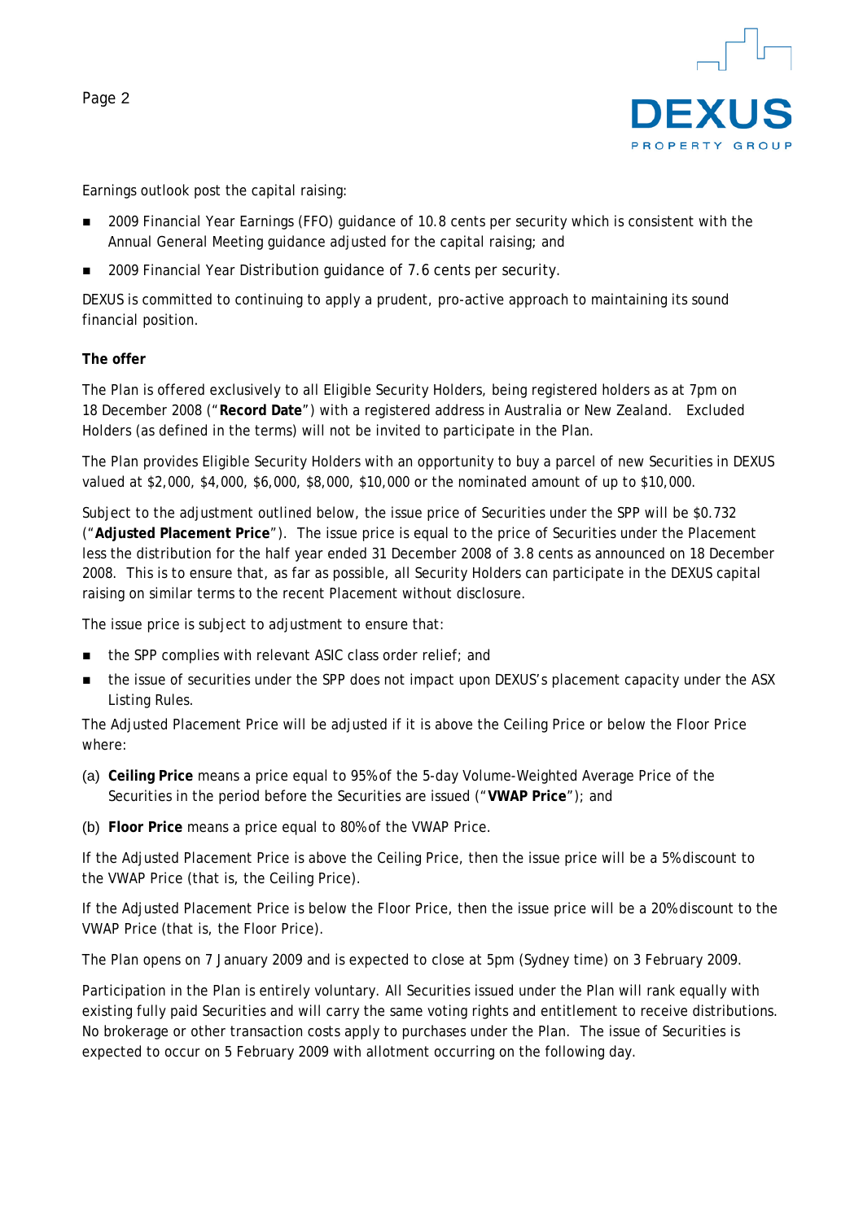Earnings outlook post the capital raising:

- 2009 Financial Year Earnings (FFO) guidance of 10.8 cents per security which is consistent with the Annual General Meeting guidance adjusted for the capital raising; and
- 2009 Financial Year Distribution guidance of 7.6 cents per security.

DEXUS is committed to continuing to apply a prudent, pro-active approach to maintaining its sound financial position.

**The offer**

The Plan is offered exclusively to all Eligible Security Holders, being registered holders as at 7pm on 18 December 2008 ("**Record Date**") with a registered address in Australia or New Zealand. Excluded Holders (as defined in the terms) will not be invited to participate in the Plan.

The Plan provides Eligible Security Holders with an opportunity to buy a parcel of new Securities in DEXUS valued at $2,000, $4,000, $6,000, $8,000, $10,000 or the nominated amount of up to $10,000.

Subject to the adjustment outlined below, the issue price of Securities under the SPP will be $0.732 ("**Adjusted Placement Price**"). The issue price is equal to the price of Securities under the Placement less the distribution for the half year ended 31 December 2008 of 3.8 cents as announced on 18 December 2008. This is to ensure that, as far as possible, all Security Holders can participate in the DEXUS capital raising on similar terms to the recent Placement without disclosure.

The issue price is subject to adjustment to ensure that:

- the SPP complies with relevant ASIC class order relief; and
- the issue of securities under the SPP does not impact upon DEXUS's placement capacity under the ASX Listing Rules.

The Adjusted Placement Price will be adjusted if it is above the Ceiling Price or below the Floor Price where:

(a) **Ceiling Price** means a price equal to 95% of the 5-day Volume-Weighted Average Price of the Securities in the period before the Securities are issued ("**VWAP Price**"); and

(b) **Floor Price** means a price equal to 80% of the VWAP Price.

If the Adjusted Placement Price is above the Ceiling Price, then the issue price will be a 5% discount to the VWAP Price (that is, the Ceiling Price).

If the Adjusted Placement Price is below the Floor Price, then the issue price will be a 20% discount to the VWAP Price (that is, the Floor Price).

The Plan opens on 7 January 2009 and is expected to close at 5pm (Sydney time) on 3 February 2009.

Participation in the Plan is entirely voluntary. All Securities issued under the Plan will rank equally with existing fully paid Securities and will carry the same voting rights and entitlement to receive distributions. No brokerage or other transaction costs apply to purchases under the Plan. The issue of Securities is expected to occur on 5 February 2009 with allotment occurring on the following day.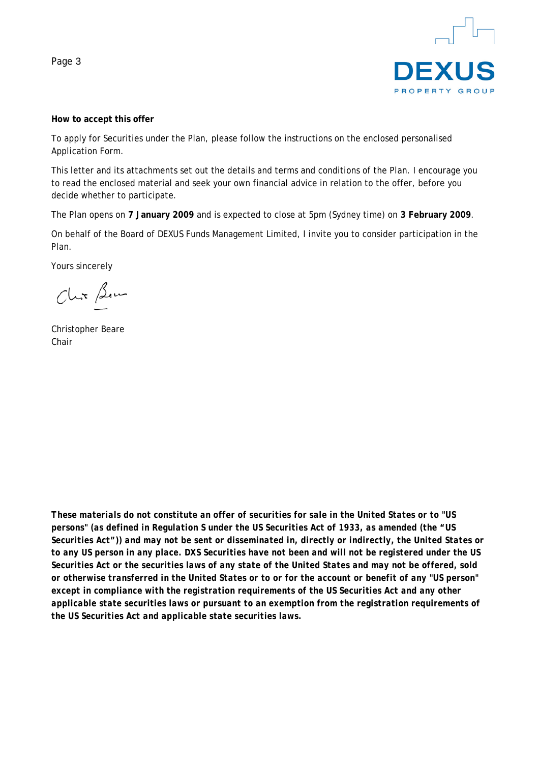**How to accept this offer**

To apply for Securities under the Plan, please follow the instructions on the enclosed personalised Application Form.

This letter and its attachments set out the details and terms and conditions of the Plan. I encourage you to read the enclosed material and seek your own financial advice in relation to the offer, before you decide whether to participate.

The Plan opens on **7 January 2009** and is expected to close at 5pm (Sydney time) on **3 February 2009**.

On behalf of the Board of DEXUS Funds Management Limited, I invite you to consider participation in the Plan.

Yours sincerely

Christopher Beare
Chair

***These materials do not constitute an offer of securities for sale in the United States or to "US persons" (as defined in Regulation S under the US Securities Act of 1933, as amended (the "US Securities Act")) and may not be sent or disseminated in, directly or indirectly, the United States or to any US person in any place. DXS Securities have not been and will not be registered under the US Securities Act or the securities laws of any state of the United States and may not be offered, sold or otherwise transferred in the United States or to or for the account or benefit of any "US person" except in compliance with the registration requirements of the US Securities Act and any other applicable state securities laws or pursuant to an exemption from the registration requirements of the US Securities Act and applicable state securities laws.***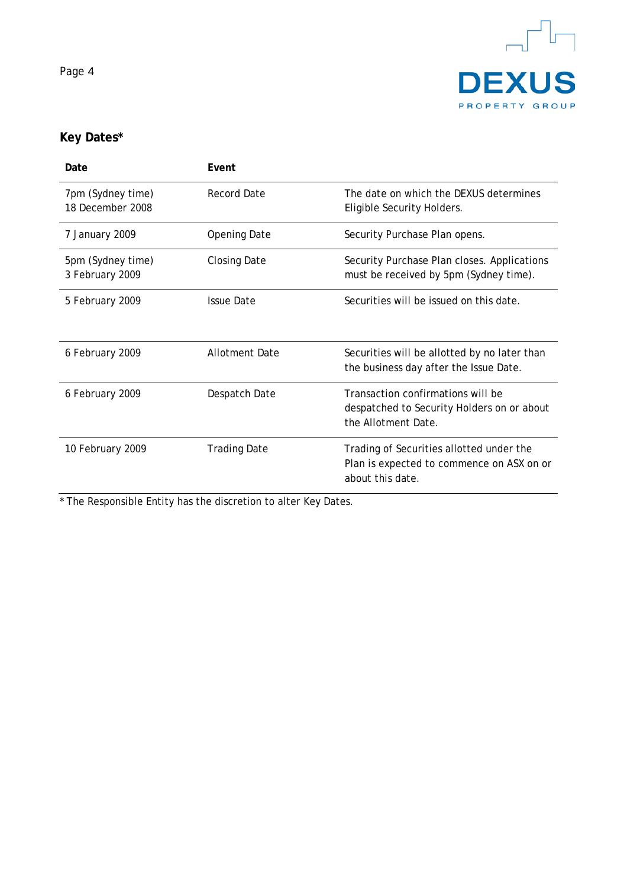## Key Dates*

| Date | Event | |
|---|---|---|
| 7pm (Sydney time) 18 December 2008 | Record Date | The date on which the DEXUS determines Eligible Security Holders. |
| 7 January 2009 | Opening Date | Security Purchase Plan opens. |
| 5pm (Sydney time) 3 February 2009 | Closing Date | Security Purchase Plan closes. Applications must be received by 5pm (Sydney time). |
| 5 February 2009 | Issue Date | Securities will be issued on this date. |
| 6 February 2009 | Allotment Date | Securities will be allotted by no later than the business day after the Issue Date. |
| 6 February 2009 | Despatch Date | Transaction confirmations will be despatched to Security Holders on or about the Allotment Date. |
| 10 February 2009 | Trading Date | Trading of Securities allotted under the Plan is expected to commence on ASX on or about this date. |

* The Responsible Entity has the discretion to alter Key Dates.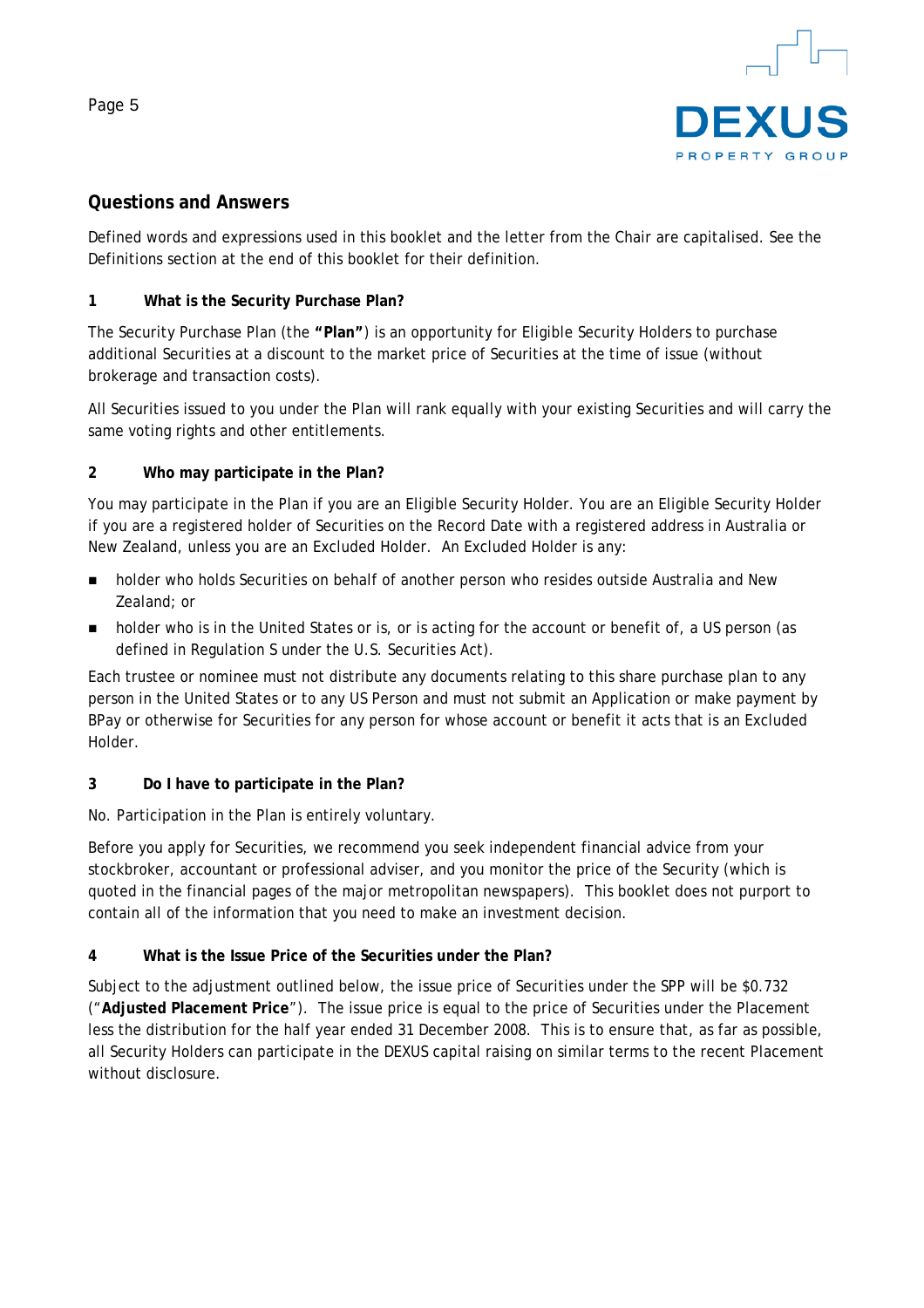## Questions and Answers

Defined words and expressions used in this booklet and the letter from the Chair are capitalised. See the Definitions section at the end of this booklet for their definition.

### 1 What is the Security Purchase Plan?

The Security Purchase Plan (the **"Plan"**) is an opportunity for Eligible Security Holders to purchase additional Securities at a discount to the market price of Securities at the time of issue (without brokerage and transaction costs).

All Securities issued to you under the Plan will rank equally with your existing Securities and will carry the same voting rights and other entitlements.

### 2 Who may participate in the Plan?

You may participate in the Plan if you are an Eligible Security Holder. You are an Eligible Security Holder if you are a registered holder of Securities on the Record Date with a registered address in Australia or New Zealand, unless you are an Excluded Holder. An Excluded Holder is any:

- holder who holds Securities on behalf of another person who resides outside Australia and New Zealand; or
- holder who is in the United States or is, or is acting for the account or benefit of, a US person (as defined in Regulation S under the U.S. Securities Act).

Each trustee or nominee must not distribute any documents relating to this share purchase plan to any person in the United States or to any US Person and must not submit an Application or make payment by BPay or otherwise for Securities for any person for whose account or benefit it acts that is an Excluded Holder.

### 3 Do I have to participate in the Plan?

No. Participation in the Plan is entirely voluntary.

Before you apply for Securities, we recommend you seek independent financial advice from your stockbroker, accountant or professional adviser, and you monitor the price of the Security (which is quoted in the financial pages of the major metropolitan newspapers). This booklet does not purport to contain all of the information that you need to make an investment decision.

### 4 What is the Issue Price of the Securities under the Plan?

Subject to the adjustment outlined below, the issue price of Securities under the SPP will be $0.732 ("**Adjusted Placement Price**"). The issue price is equal to the price of Securities under the Placement less the distribution for the half year ended 31 December 2008. This is to ensure that, as far as possible, all Security Holders can participate in the DEXUS capital raising on similar terms to the recent Placement without disclosure.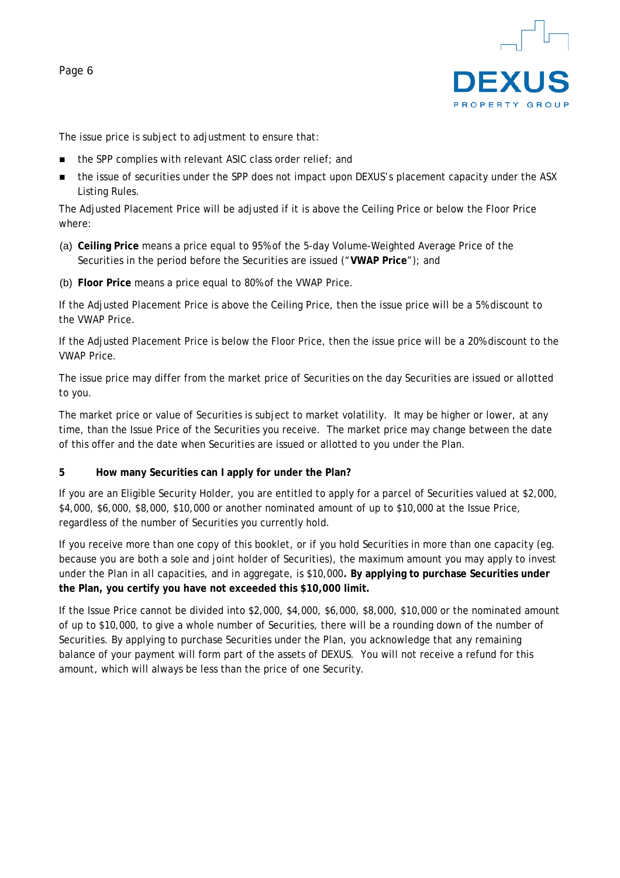The issue price is subject to adjustment to ensure that:

- the SPP complies with relevant ASIC class order relief; and
- the issue of securities under the SPP does not impact upon DEXUS's placement capacity under the ASX Listing Rules.

The Adjusted Placement Price will be adjusted if it is above the Ceiling Price or below the Floor Price where:

(a) **Ceiling Price** means a price equal to 95% of the 5-day Volume-Weighted Average Price of the Securities in the period before the Securities are issued ("**VWAP Price**"); and

(b) **Floor Price** means a price equal to 80% of the VWAP Price.

If the Adjusted Placement Price is above the Ceiling Price, then the issue price will be a 5% discount to the VWAP Price.

If the Adjusted Placement Price is below the Floor Price, then the issue price will be a 20% discount to the VWAP Price.

The issue price may differ from the market price of Securities on the day Securities are issued or allotted to you.

The market price or value of Securities is subject to market volatility. It may be higher or lower, at any time, than the Issue Price of the Securities you receive. The market price may change between the date of this offer and the date when Securities are issued or allotted to you under the Plan.

## 5 How many Securities can I apply for under the Plan?

If you are an Eligible Security Holder, you are entitled to apply for a parcel of Securities valued at $2,000, $4,000, $6,000, $8,000, $10,000 or another nominated amount of up to $10,000 at the Issue Price, regardless of the number of Securities you currently hold.

If you receive more than one copy of this booklet, or if you hold Securities in more than one capacity (eg. because you are both a sole and joint holder of Securities), the maximum amount you may apply to invest under the Plan in all capacities, and in aggregate, is $10,000**. By applying to purchase Securities under the Plan, you certify you have not exceeded this $10,000 limit.**

If the Issue Price cannot be divided into $2,000, $4,000, $6,000, $8,000, $10,000 or the nominated amount of up to $10,000, to give a whole number of Securities, there will be a rounding down of the number of Securities. By applying to purchase Securities under the Plan, you acknowledge that any remaining balance of your payment will form part of the assets of DEXUS. You will not receive a refund for this amount, which will always be less than the price of one Security.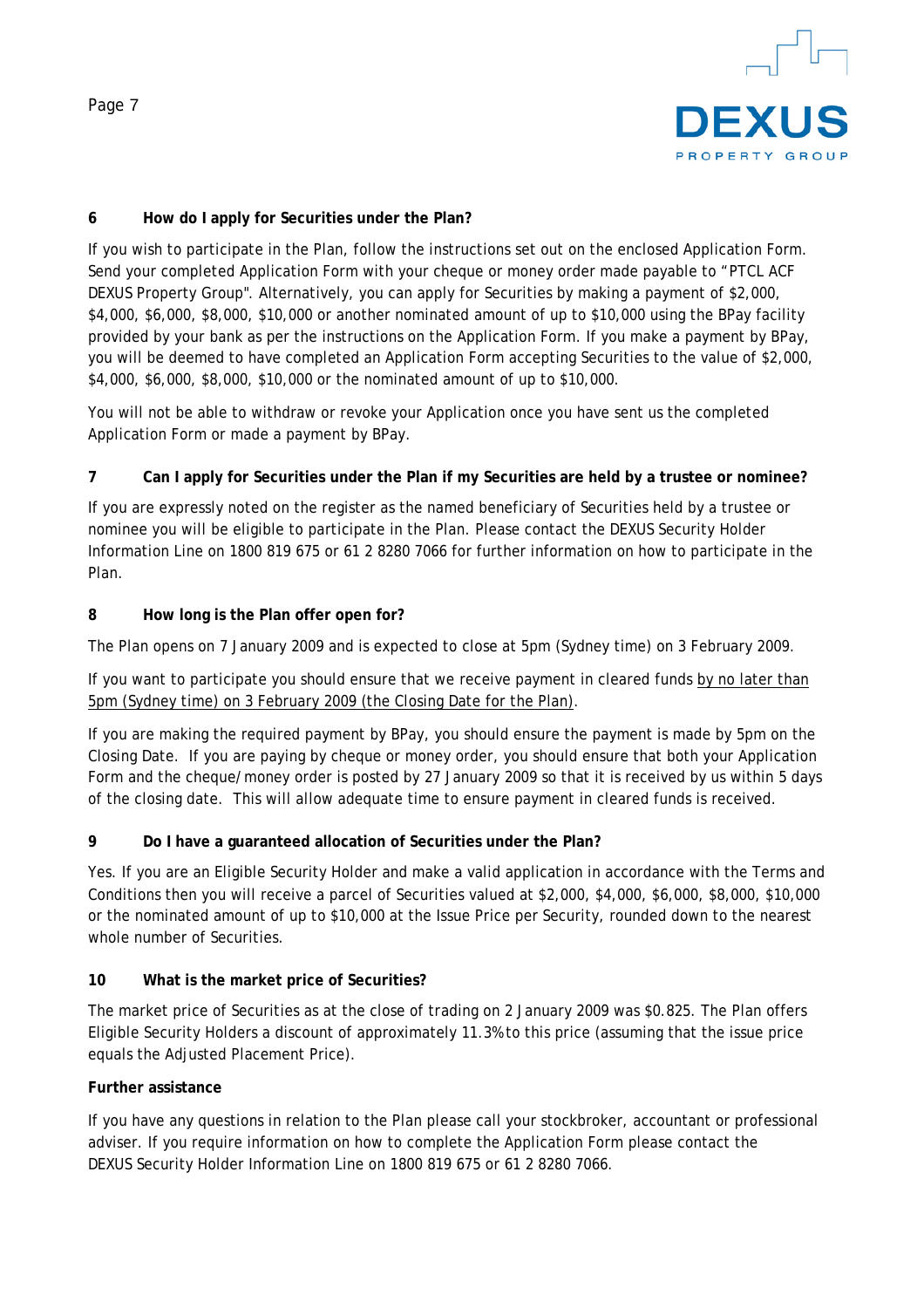### 6 How do I apply for Securities under the Plan?

If you wish to participate in the Plan, follow the instructions set out on the enclosed Application Form. Send your completed Application Form with your cheque or money order made payable to "PTCL ACF DEXUS Property Group". Alternatively, you can apply for Securities by making a payment of $2,000, $4,000, $6,000, $8,000, $10,000 or another nominated amount of up to $10,000 using the BPay facility provided by your bank as per the instructions on the Application Form. If you make a payment by BPay, you will be deemed to have completed an Application Form accepting Securities to the value of $2,000, $4,000, $6,000, $8,000, $10,000 or the nominated amount of up to $10,000.

You will not be able to withdraw or revoke your Application once you have sent us the completed Application Form or made a payment by BPay.

### 7 Can I apply for Securities under the Plan if my Securities are held by a trustee or nominee?

If you are expressly noted on the register as the named beneficiary of Securities held by a trustee or nominee you will be eligible to participate in the Plan. Please contact the DEXUS Security Holder Information Line on 1800 819 675 or 61 2 8280 7066 for further information on how to participate in the Plan.

### 8 How long is the Plan offer open for?

The Plan opens on 7 January 2009 and is expected to close at 5pm (Sydney time) on 3 February 2009.

If you want to participate you should ensure that we receive payment in cleared funds by no later than 5pm (Sydney time) on 3 February 2009 (the Closing Date for the Plan).

If you are making the required payment by BPay, you should ensure the payment is made by 5pm on the Closing Date. If you are paying by cheque or money order, you should ensure that both your Application Form and the cheque/money order is posted by 27 January 2009 so that it is received by us within 5 days of the closing date. This will allow adequate time to ensure payment in cleared funds is received.

### 9 Do I have a guaranteed allocation of Securities under the Plan?

Yes. If you are an Eligible Security Holder and make a valid application in accordance with the Terms and Conditions then you will receive a parcel of Securities valued at $2,000, $4,000, $6,000, $8,000, $10,000 or the nominated amount of up to $10,000 at the Issue Price per Security, rounded down to the nearest whole number of Securities.

### 10 What is the market price of Securities?

The market price of Securities as at the close of trading on 2 January 2009 was $0.825. The Plan offers Eligible Security Holders a discount of approximately 11.3% to this price (assuming that the issue price equals the Adjusted Placement Price).

**Further assistance**

If you have any questions in relation to the Plan please call your stockbroker, accountant or professional adviser. If you require information on how to complete the Application Form please contact the DEXUS Security Holder Information Line on 1800 819 675 or 61 2 8280 7066.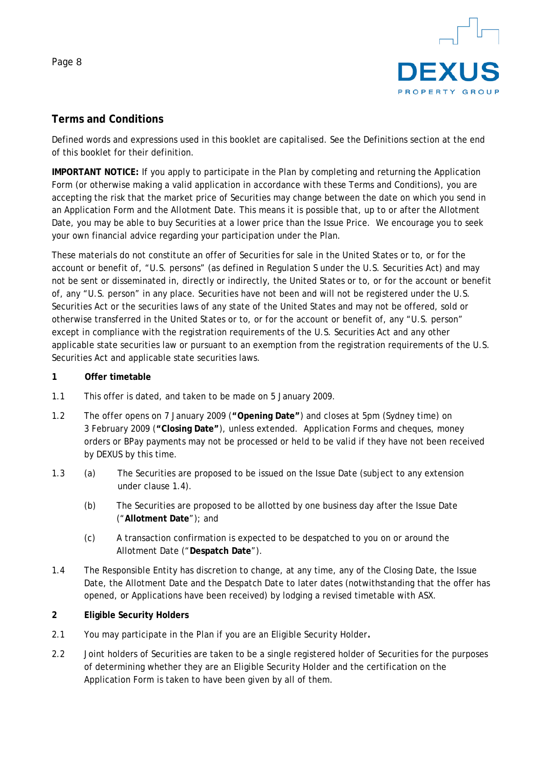## Terms and Conditions

Defined words and expressions used in this booklet are capitalised. See the Definitions section at the end of this booklet for their definition.

**IMPORTANT NOTICE:** If you apply to participate in the Plan by completing and returning the Application Form (or otherwise making a valid application in accordance with these Terms and Conditions), you are accepting the risk that the market price of Securities may change between the date on which you send in an Application Form and the Allotment Date. This means it is possible that, up to or after the Allotment Date, you may be able to buy Securities at a lower price than the Issue Price. We encourage you to seek your own financial advice regarding your participation under the Plan.

These materials do not constitute an offer of Securities for sale in the United States or to, or for the account or benefit of, "U.S. persons" (as defined in Regulation S under the U.S. Securities Act) and may not be sent or disseminated in, directly or indirectly, the United States or to, or for the account or benefit of, any "U.S. person" in any place. Securities have not been and will not be registered under the U.S. Securities Act or the securities laws of any state of the United States and may not be offered, sold or otherwise transferred in the United States or to, or for the account or benefit of, any "U.S. person" except in compliance with the registration requirements of the U.S. Securities Act and any other applicable state securities law or pursuant to an exemption from the registration requirements of the U.S. Securities Act and applicable state securities laws.

### 1 Offer timetable

1.1 This offer is dated, and taken to be made on 5 January 2009.

1.2 The offer opens on 7 January 2009 (**"Opening Date"**) and closes at 5pm (Sydney time) on 3 February 2009 (**"Closing Date"**), unless extended. Application Forms and cheques, money orders or BPay payments may not be processed or held to be valid if they have not been received by DEXUS by this time.

1.3 (a) The Securities are proposed to be issued on the Issue Date (subject to any extension under clause 1.4).

(b) The Securities are proposed to be allotted by one business day after the Issue Date ("**Allotment Date**"); and

(c) A transaction confirmation is expected to be despatched to you on or around the Allotment Date ("**Despatch Date**").

1.4 The Responsible Entity has discretion to change, at any time, any of the Closing Date, the Issue Date, the Allotment Date and the Despatch Date to later dates (notwithstanding that the offer has opened, or Applications have been received) by lodging a revised timetable with ASX.

### 2 Eligible Security Holders

2.1 You may participate in the Plan if you are an Eligible Security Holder**.**

2.2 Joint holders of Securities are taken to be a single registered holder of Securities for the purposes of determining whether they are an Eligible Security Holder and the certification on the Application Form is taken to have been given by all of them.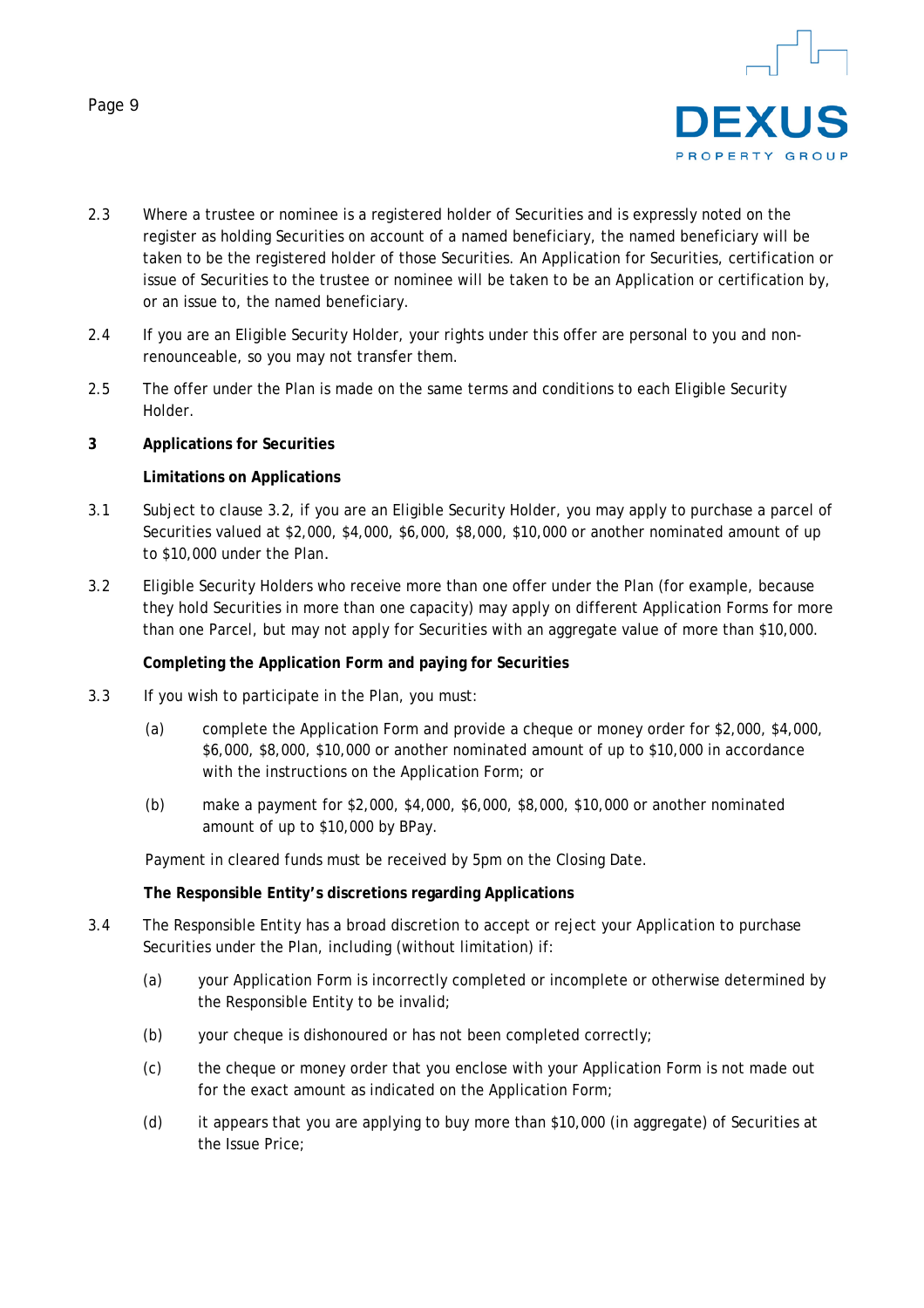2.3 Where a trustee or nominee is a registered holder of Securities and is expressly noted on the register as holding Securities on account of a named beneficiary, the named beneficiary will be taken to be the registered holder of those Securities. An Application for Securities, certification or issue of Securities to the trustee or nominee will be taken to be an Application or certification by, or an issue to, the named beneficiary.

2.4 If you are an Eligible Security Holder, your rights under this offer are personal to you and non-renounceable, so you may not transfer them.

2.5 The offer under the Plan is made on the same terms and conditions to each Eligible Security Holder.

## 3 Applications for Securities

**Limitations on Applications**

3.1 Subject to clause 3.2, if you are an Eligible Security Holder, you may apply to purchase a parcel of Securities valued at $2,000, $4,000, $6,000, $8,000, $10,000 or another nominated amount of up to $10,000 under the Plan.

3.2 Eligible Security Holders who receive more than one offer under the Plan (for example, because they hold Securities in more than one capacity) may apply on different Application Forms for more than one Parcel, but may not apply for Securities with an aggregate value of more than $10,000.

**Completing the Application Form and paying for Securities**

3.3 If you wish to participate in the Plan, you must:

(a) complete the Application Form and provide a cheque or money order for $2,000, $4,000, $6,000, $8,000, $10,000 or another nominated amount of up to $10,000 in accordance with the instructions on the Application Form; or

(b) make a payment for $2,000, $4,000, $6,000, $8,000, $10,000 or another nominated amount of up to $10,000 by BPay.

Payment in cleared funds must be received by 5pm on the Closing Date.

**The Responsible Entity's discretions regarding Applications**

3.4 The Responsible Entity has a broad discretion to accept or reject your Application to purchase Securities under the Plan, including (without limitation) if:

(a) your Application Form is incorrectly completed or incomplete or otherwise determined by the Responsible Entity to be invalid;

(b) your cheque is dishonoured or has not been completed correctly;

(c) the cheque or money order that you enclose with your Application Form is not made out for the exact amount as indicated on the Application Form;

(d) it appears that you are applying to buy more than $10,000 (in aggregate) of Securities at the Issue Price;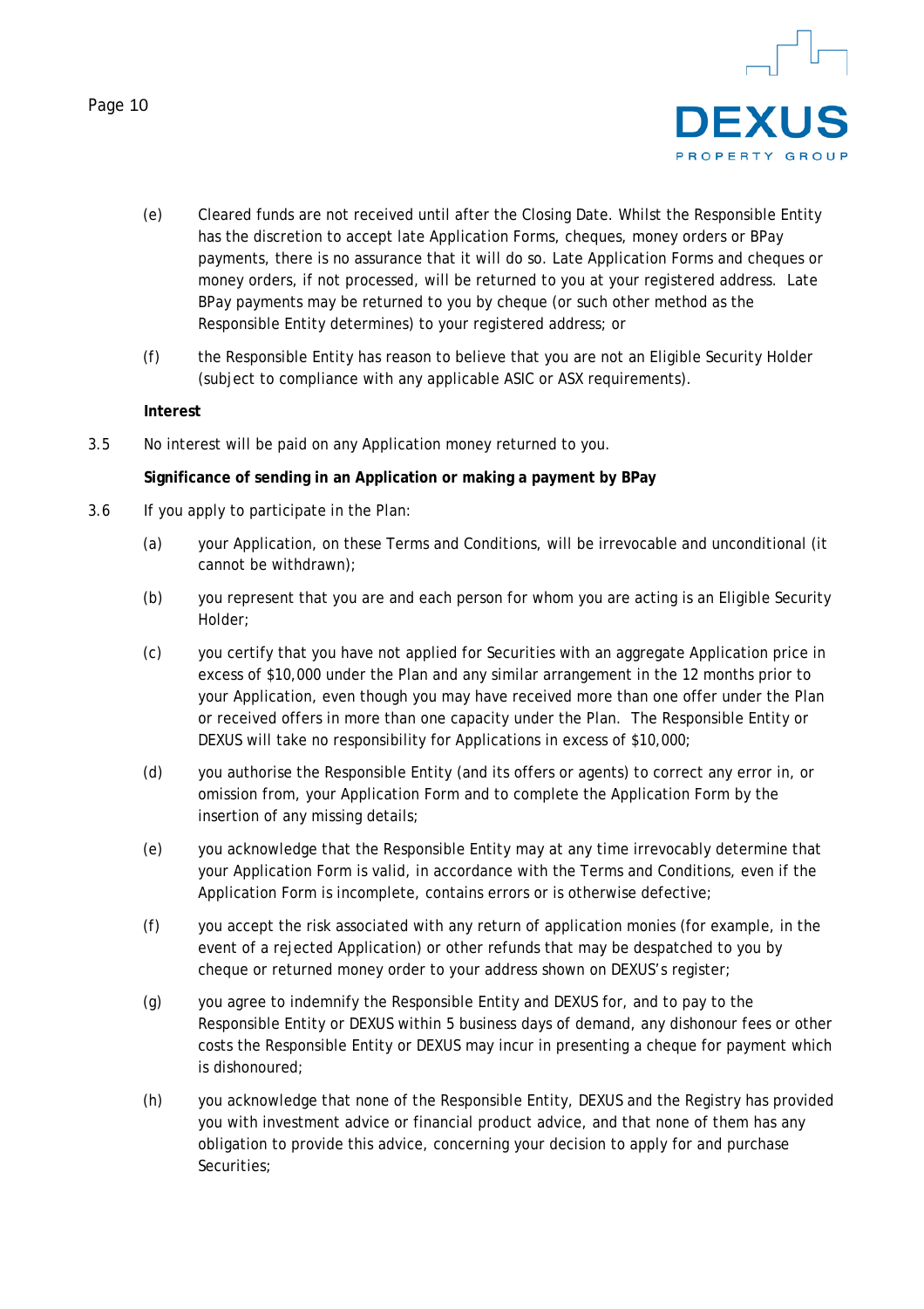(e) Cleared funds are not received until after the Closing Date. Whilst the Responsible Entity has the discretion to accept late Application Forms, cheques, money orders or BPay payments, there is no assurance that it will do so. Late Application Forms and cheques or money orders, if not processed, will be returned to you at your registered address. Late BPay payments may be returned to you by cheque (or such other method as the Responsible Entity determines) to your registered address; or

(f) the Responsible Entity has reason to believe that you are not an Eligible Security Holder (subject to compliance with any applicable ASIC or ASX requirements).

**Interest**

3.5 No interest will be paid on any Application money returned to you.

**Significance of sending in an Application or making a payment by BPay**

3.6 If you apply to participate in the Plan:

(a) your Application, on these Terms and Conditions, will be irrevocable and unconditional (it cannot be withdrawn);

(b) you represent that you are and each person for whom you are acting is an Eligible Security Holder;

(c) you certify that you have not applied for Securities with an aggregate Application price in excess of $10,000 under the Plan and any similar arrangement in the 12 months prior to your Application, even though you may have received more than one offer under the Plan or received offers in more than one capacity under the Plan. The Responsible Entity or DEXUS will take no responsibility for Applications in excess of $10,000;

(d) you authorise the Responsible Entity (and its offers or agents) to correct any error in, or omission from, your Application Form and to complete the Application Form by the insertion of any missing details;

(e) you acknowledge that the Responsible Entity may at any time irrevocably determine that your Application Form is valid, in accordance with the Terms and Conditions, even if the Application Form is incomplete, contains errors or is otherwise defective;

(f) you accept the risk associated with any return of application monies (for example, in the event of a rejected Application) or other refunds that may be despatched to you by cheque or returned money order to your address shown on DEXUS's register;

(g) you agree to indemnify the Responsible Entity and DEXUS for, and to pay to the Responsible Entity or DEXUS within 5 business days of demand, any dishonour fees or other costs the Responsible Entity or DEXUS may incur in presenting a cheque for payment which is dishonoured;

(h) you acknowledge that none of the Responsible Entity, DEXUS and the Registry has provided you with investment advice or financial product advice, and that none of them has any obligation to provide this advice, concerning your decision to apply for and purchase Securities;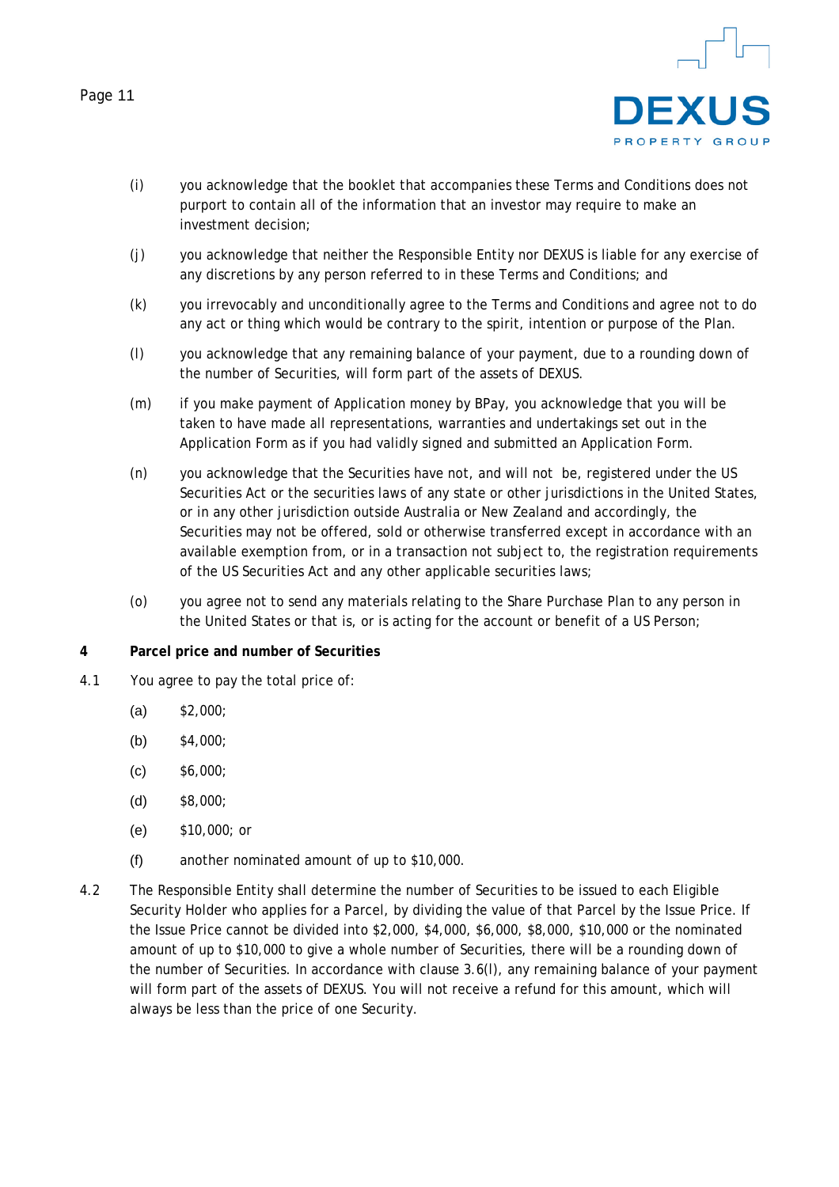(i) you acknowledge that the booklet that accompanies these Terms and Conditions does not purport to contain all of the information that an investor may require to make an investment decision;

(j) you acknowledge that neither the Responsible Entity nor DEXUS is liable for any exercise of any discretions by any person referred to in these Terms and Conditions; and

(k) you irrevocably and unconditionally agree to the Terms and Conditions and agree not to do any act or thing which would be contrary to the spirit, intention or purpose of the Plan.

(l) you acknowledge that any remaining balance of your payment, due to a rounding down of the number of Securities, will form part of the assets of DEXUS.

(m) if you make payment of Application money by BPay, you acknowledge that you will be taken to have made all representations, warranties and undertakings set out in the Application Form as if you had validly signed and submitted an Application Form.

(n) you acknowledge that the Securities have not, and will not be, registered under the US Securities Act or the securities laws of any state or other jurisdictions in the United States, or in any other jurisdiction outside Australia or New Zealand and accordingly, the Securities may not be offered, sold or otherwise transferred except in accordance with an available exemption from, or in a transaction not subject to, the registration requirements of the US Securities Act and any other applicable securities laws;

(o) you agree not to send any materials relating to the Share Purchase Plan to any person in the United States or that is, or is acting for the account or benefit of a US Person;

**4 Parcel price and number of Securities**

4.1 You agree to pay the total price of:

(a) $2,000;

(b) $4,000;

(c) $6,000;

(d) $8,000;

(e) $10,000; or

(f) another nominated amount of up to $10,000.

4.2 The Responsible Entity shall determine the number of Securities to be issued to each Eligible Security Holder who applies for a Parcel, by dividing the value of that Parcel by the Issue Price. If the Issue Price cannot be divided into $2,000, $4,000, $6,000, $8,000, $10,000 or the nominated amount of up to $10,000 to give a whole number of Securities, there will be a rounding down of the number of Securities. In accordance with clause 3.6(l), any remaining balance of your payment will form part of the assets of DEXUS. You will not receive a refund for this amount, which will always be less than the price of one Security.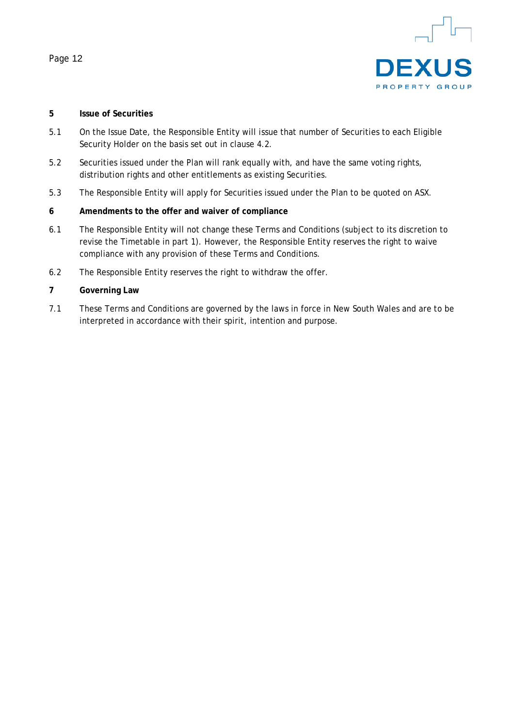## 5 Issue of Securities

5.1 On the Issue Date, the Responsible Entity will issue that number of Securities to each Eligible Security Holder on the basis set out in clause 4.2.

5.2 Securities issued under the Plan will rank equally with, and have the same voting rights, distribution rights and other entitlements as existing Securities.

5.3 The Responsible Entity will apply for Securities issued under the Plan to be quoted on ASX.

## 6 Amendments to the offer and waiver of compliance

6.1 The Responsible Entity will not change these Terms and Conditions (subject to its discretion to revise the Timetable in part 1). However, the Responsible Entity reserves the right to waive compliance with any provision of these Terms and Conditions.

6.2 The Responsible Entity reserves the right to withdraw the offer.

## 7 Governing Law

7.1 These Terms and Conditions are governed by the laws in force in New South Wales and are to be interpreted in accordance with their spirit, intention and purpose.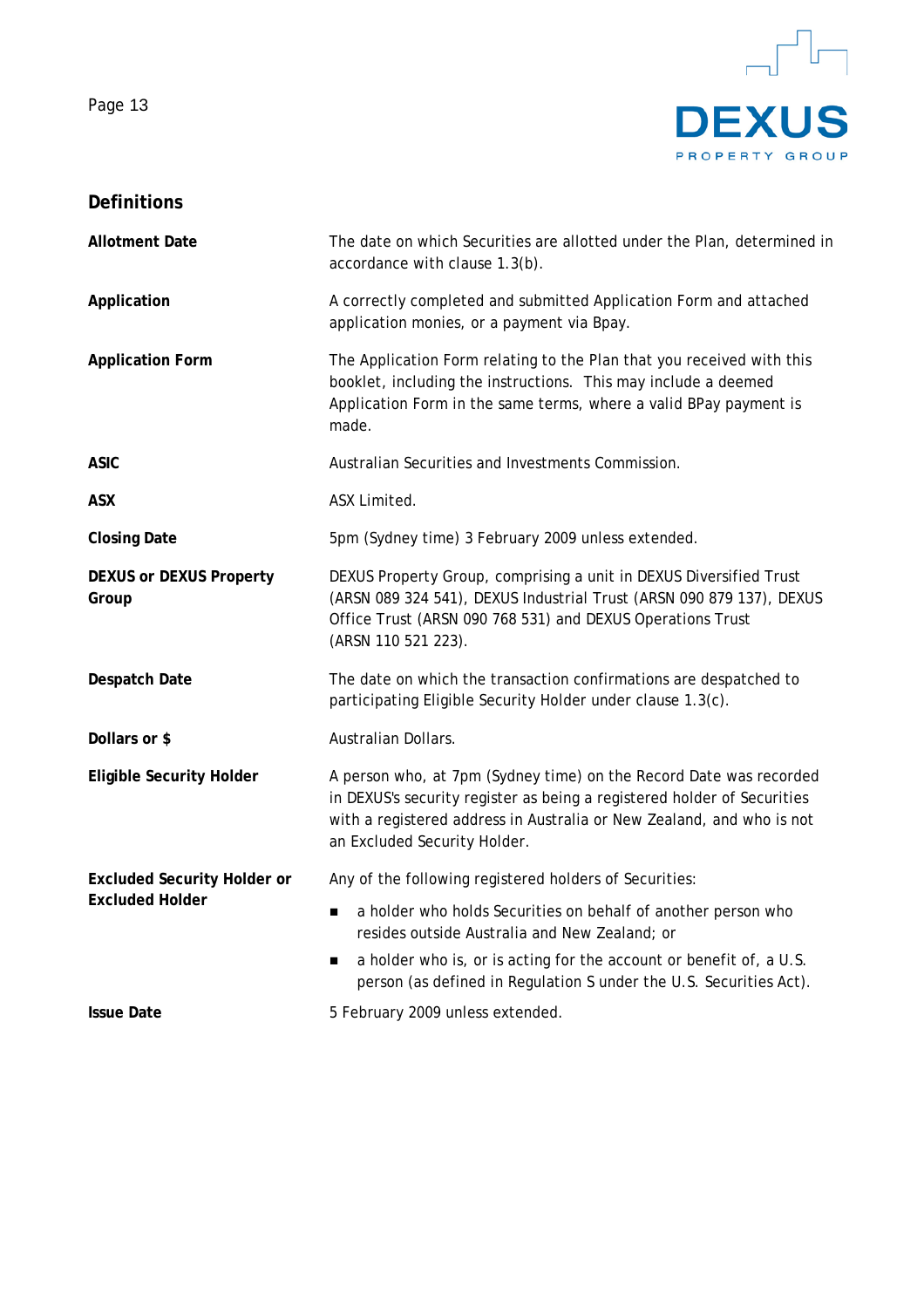## Definitions

| | |
|---|---|
| **Allotment Date** | The date on which Securities are allotted under the Plan, determined in accordance with clause 1.3(b). |
| **Application** | A correctly completed and submitted Application Form and attached application monies, or a payment via Bpay. |
| **Application Form** | The Application Form relating to the Plan that you received with this booklet, including the instructions. This may include a deemed Application Form in the same terms, where a valid BPay payment is made. |
| **ASIC** | Australian Securities and Investments Commission. |
| **ASX** | ASX Limited. |
| **Closing Date** | 5pm (Sydney time) 3 February 2009 unless extended. |
| **DEXUS or DEXUS Property Group** | DEXUS Property Group, comprising a unit in DEXUS Diversified Trust (ARSN 089 324 541), DEXUS Industrial Trust (ARSN 090 879 137), DEXUS Office Trust (ARSN 090 768 531) and DEXUS Operations Trust (ARSN 110 521 223). |
| **Despatch Date** | The date on which the transaction confirmations are despatched to participating Eligible Security Holder under clause 1.3(c). |
| **Dollars or $** | Australian Dollars. |
| **Eligible Security Holder** | A person who, at 7pm (Sydney time) on the Record Date was recorded in DEXUS's security register as being a registered holder of Securities with a registered address in Australia or New Zealand, and who is not an Excluded Security Holder. |
| **Excluded Security Holder or Excluded Holder** | Any of the following registered holders of Securities:<br>▪ a holder who holds Securities on behalf of another person who resides outside Australia and New Zealand; or<br>▪ a holder who is, or is acting for the account or benefit of, a U.S. person (as defined in Regulation S under the U.S. Securities Act). |
| **Issue Date** | 5 February 2009 unless extended. |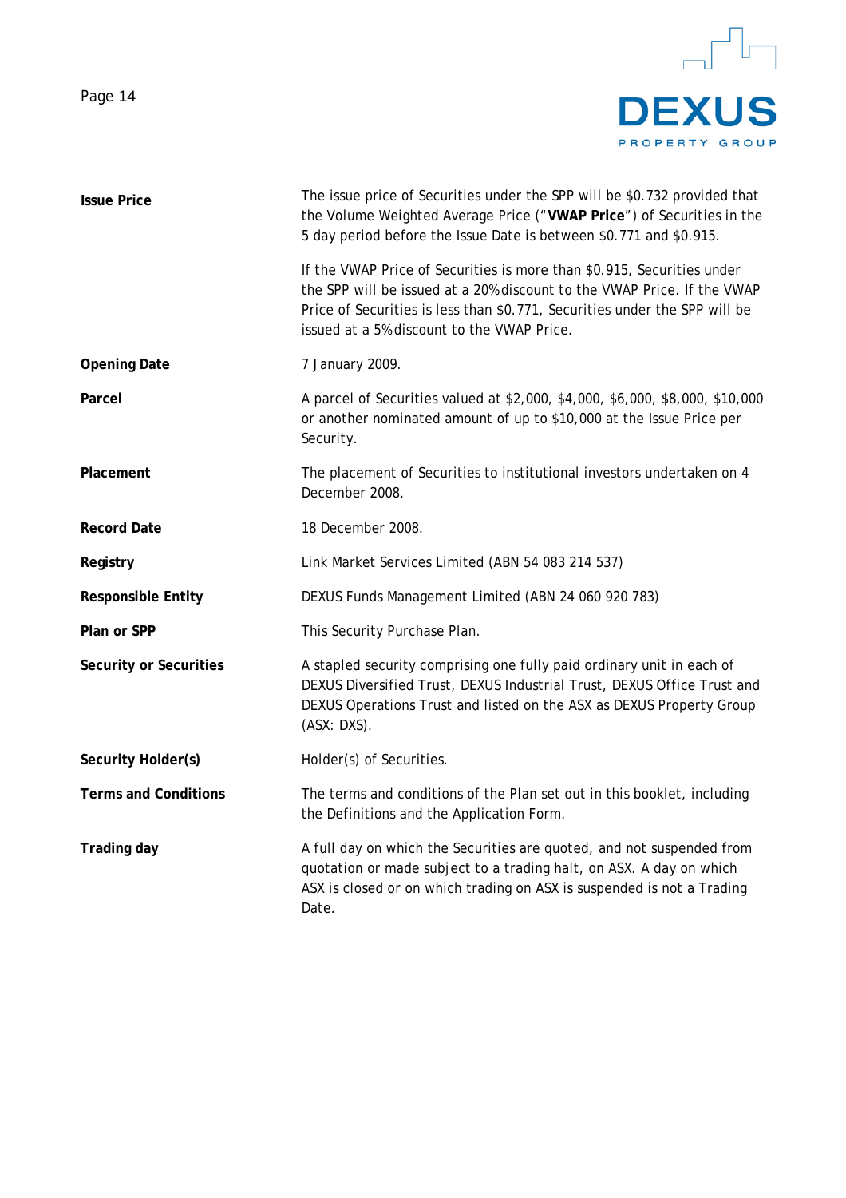| | |
|---|---|
| **Issue Price** | The issue price of Securities under the SPP will be $0.732 provided that the Volume Weighted Average Price ("**VWAP Price**") of Securities in the 5 day period before the Issue Date is between $0.771 and $0.915.<br><br>If the VWAP Price of Securities is more than $0.915, Securities under the SPP will be issued at a 20% discount to the VWAP Price. If the VWAP Price of Securities is less than $0.771, Securities under the SPP will be issued at a 5% discount to the VWAP Price. |
| **Opening Date** | 7 January 2009. |
| **Parcel** | A parcel of Securities valued at $2,000, $4,000, $6,000, $8,000, $10,000 or another nominated amount of up to $10,000 at the Issue Price per Security. |
| **Placement** | The placement of Securities to institutional investors undertaken on 4 December 2008. |
| **Record Date** | 18 December 2008. |
| **Registry** | Link Market Services Limited (ABN 54 083 214 537) |
| **Responsible Entity** | DEXUS Funds Management Limited (ABN 24 060 920 783) |
| **Plan or SPP** | This Security Purchase Plan. |
| **Security or Securities** | A stapled security comprising one fully paid ordinary unit in each of DEXUS Diversified Trust, DEXUS Industrial Trust, DEXUS Office Trust and DEXUS Operations Trust and listed on the ASX as DEXUS Property Group (ASX: DXS). |
| **Security Holder(s)** | Holder(s) of Securities. |
| **Terms and Conditions** | The terms and conditions of the Plan set out in this booklet, including the Definitions and the Application Form. |
| **Trading day** | A full day on which the Securities are quoted, and not suspended from quotation or made subject to a trading halt, on ASX. A day on which ASX is closed or on which trading on ASX is suspended is not a Trading Date. |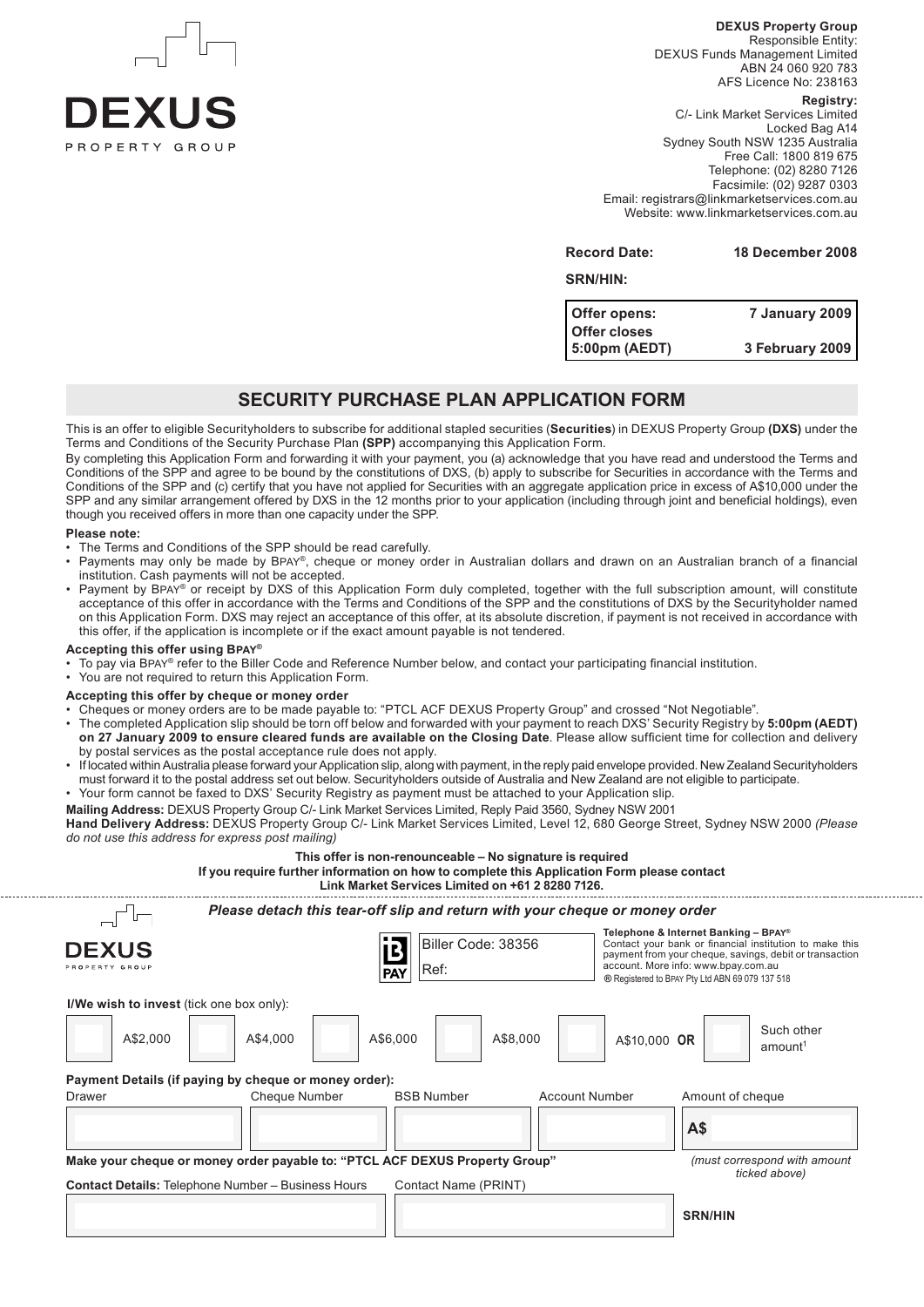DEXUS
PROPERTY GROUP

**DEXUS Property Group**
Responsible Entity:
DEXUS Funds Management Limited
ABN 24 060 920 783
AFS Licence No: 238163

**Registry:**
C/- Link Market Services Limited
Locked Bag A14
Sydney South NSW 1235 Australia
Free Call: 1800 819 675
Telephone: (02) 8280 7126
Facsimile: (02) 9287 0303
Email: registrars@linkmarketservices.com.au
Website: www.linkmarketservices.com.au

**Record Date:** **18 December 2008**

**SRN/HIN:**

| | |
|---|---|
| **Offer opens:** | **7 January 2009** |
| **Offer closes 5:00pm (AEDT)** | **3 February 2009** |

## SECURITY PURCHASE PLAN APPLICATION FORM

This is an offer to eligible Securityholders to subscribe for additional stapled securities (**Securities**) in DEXUS Property Group **(DXS)** under the Terms and Conditions of the Security Purchase Plan **(SPP)** accompanying this Application Form.

By completing this Application Form and forwarding it with your payment, you (a) acknowledge that you have read and understood the Terms and Conditions of the SPP and agree to be bound by the constitutions of DXS, (b) apply to subscribe for Securities in accordance with the Terms and Conditions of the SPP and (c) certify that you have not applied for Securities with an aggregate application price in excess of A$10,000 under the SPP and any similar arrangement offered by DXS in the 12 months prior to your application (including through joint and beneficial holdings), even though you received offers in more than one capacity under the SPP.

**Please note:**

- The Terms and Conditions of the SPP should be read carefully.
- Payments may only be made by BPAY®, cheque or money order in Australian dollars and drawn on an Australian branch of a financial institution. Cash payments will not be accepted.
- Payment by BPAY® or receipt by DXS of this Application Form duly completed, together with the full subscription amount, will constitute acceptance of this offer in accordance with the Terms and Conditions of the SPP and the constitutions of DXS by the Securityholder named on this Application Form. DXS may reject an acceptance of this offer, at its absolute discretion, if payment is not received in accordance with this offer, if the application is incomplete or if the exact amount payable is not tendered.

**Accepting this offer using BPAY®**

- To pay via BPAY® refer to the Biller Code and Reference Number below, and contact your participating financial institution.
- You are not required to return this Application Form.

**Accepting this offer by cheque or money order**

- Cheques or money orders are to be made payable to: "PTCL ACF DEXUS Property Group" and crossed "Not Negotiable".
- The completed Application slip should be torn off below and forwarded with your payment to reach DXS' Security Registry by **5:00pm (AEDT) on 27 January 2009 to ensure cleared funds are available on the Closing Date**. Please allow sufficient time for collection and delivery by postal services as the postal acceptance rule does not apply.
- If located within Australia please forward your Application slip, along with payment, in the reply paid envelope provided. New Zealand Securityholders must forward it to the postal address set out below. Securityholders outside of Australia and New Zealand are not eligible to participate.
- Your form cannot be faxed to DXS' Security Registry as payment must be attached to your Application slip.

**Mailing Address:** DEXUS Property Group C/- Link Market Services Limited, Reply Paid 3560, Sydney NSW 2001

**Hand Delivery Address:** DEXUS Property Group C/- Link Market Services Limited, Level 12, 680 George Street, Sydney NSW 2000 *(Please do not use this address for express post mailing)*

**This offer is non-renounceable – No signature is required**
**If you require further information on how to complete this Application Form please contact Link Market Services Limited on +61 2 8280 7126.**

---

***Please detach this tear-off slip and return with your cheque or money order***

DEXUS
PROPERTY GROUP

BPAY — Biller Code: 38356
Ref:

**Telephone & Internet Banking – BPAY®**
Contact your bank or financial institution to make this payment from your cheque, savings, debit or transaction account. More info: www.bpay.com.au
® Registered to BPAY Pty Ltd ABN 69 079 137 518

**I/We wish to invest** (tick one box only):

☐ A$2,000 ☐ A$4,000 ☐ A$6,000 ☐ A$8,000 ☐ A$10,000 **OR** ☐ Such other amount[1]

**Payment Details (if paying by cheque or money order):**

| Drawer | Cheque Number | BSB Number | Account Number | Amount of cheque |
|---|---|---|---|---|
| | | | | A$ |

**Make your cheque or money order payable to: "PTCL ACF DEXUS Property Group"** *(must correspond with amount ticked above)*

| **Contact Details:** Telephone Number – Business Hours | Contact Name (PRINT) | |
|---|---|---|
| | | **SRN/HIN** |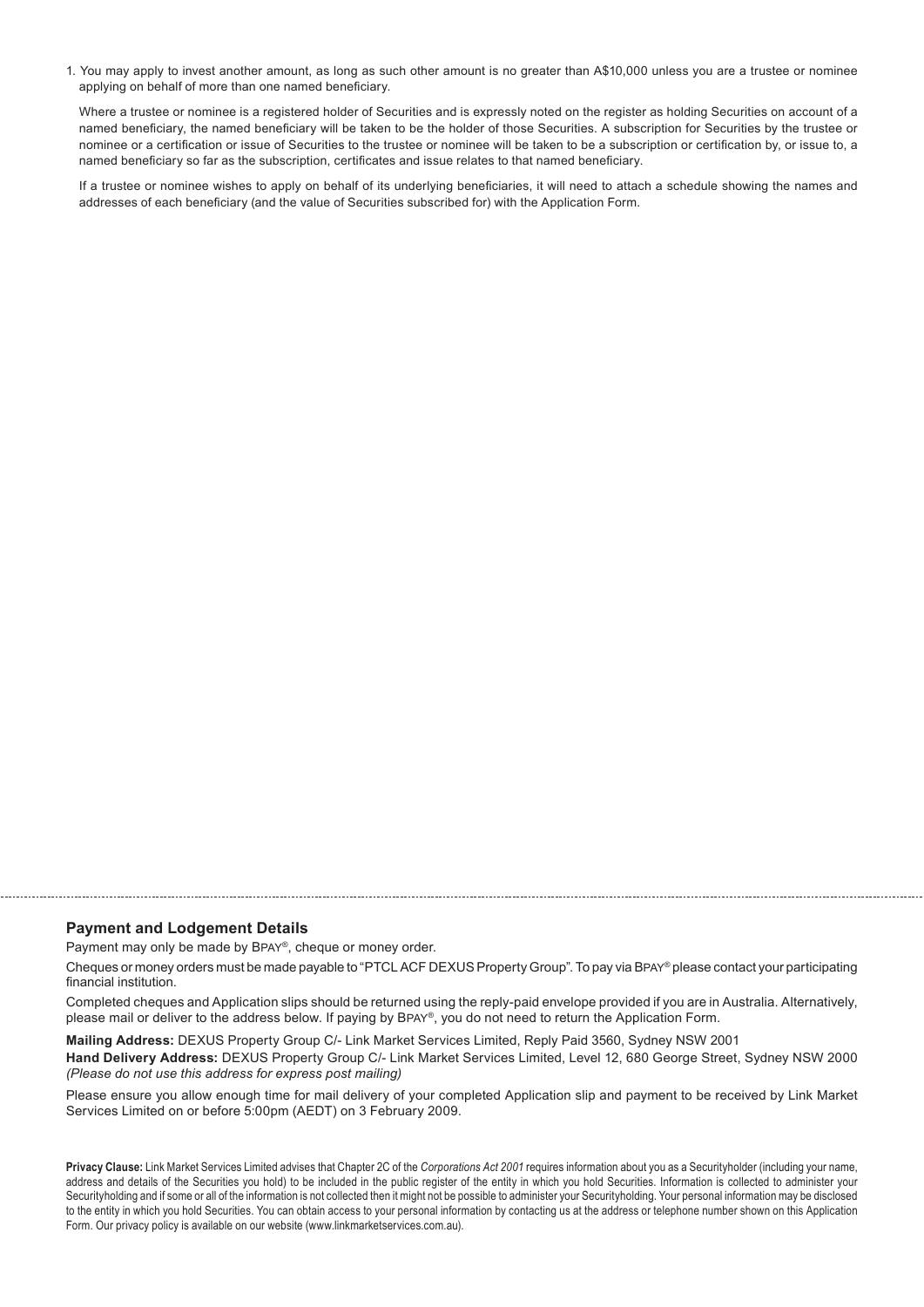1. You may apply to invest another amount, as long as such other amount is no greater than A$10,000 unless you are a trustee or nominee applying on behalf of more than one named beneficiary.

   Where a trustee or nominee is a registered holder of Securities and is expressly noted on the register as holding Securities on account of a named beneficiary, the named beneficiary will be taken to be the holder of those Securities. A subscription for Securities by the trustee or nominee or a certification or issue of Securities to the trustee or nominee will be taken to be a subscription or certification by, or issue to, a named beneficiary so far as the subscription, certificates and issue relates to that named beneficiary.

   If a trustee or nominee wishes to apply on behalf of its underlying beneficiaries, it will need to attach a schedule showing the names and addresses of each beneficiary (and the value of Securities subscribed for) with the Application Form.

## Payment and Lodgement Details

Payment may only be made by BPAY®, cheque or money order.

Cheques or money orders must be made payable to "PTCL ACF DEXUS Property Group". To pay via BPAY® please contact your participating financial institution.

Completed cheques and Application slips should be returned using the reply-paid envelope provided if you are in Australia. Alternatively, please mail or deliver to the address below. If paying by BPAY®, you do not need to return the Application Form.

**Mailing Address:** DEXUS Property Group C/- Link Market Services Limited, Reply Paid 3560, Sydney NSW 2001

**Hand Delivery Address:** DEXUS Property Group C/- Link Market Services Limited, Level 12, 680 George Street, Sydney NSW 2000 *(Please do not use this address for express post mailing)*

Please ensure you allow enough time for mail delivery of your completed Application slip and payment to be received by Link Market Services Limited on or before 5:00pm (AEDT) on 3 February 2009.

**Privacy Clause:** Link Market Services Limited advises that Chapter 2C of the *Corporations Act 2001* requires information about you as a Securityholder (including your name, address and details of the Securities you hold) to be included in the public register of the entity in which you hold Securities. Information is collected to administer your Securityholding and if some or all of the information is not collected then it might not be possible to administer your Securityholding. Your personal information may be disclosed to the entity in which you hold Securities. You can obtain access to your personal information by contacting us at the address or telephone number shown on this Application Form. Our privacy policy is available on our website (www.linkmarketservices.com.au).